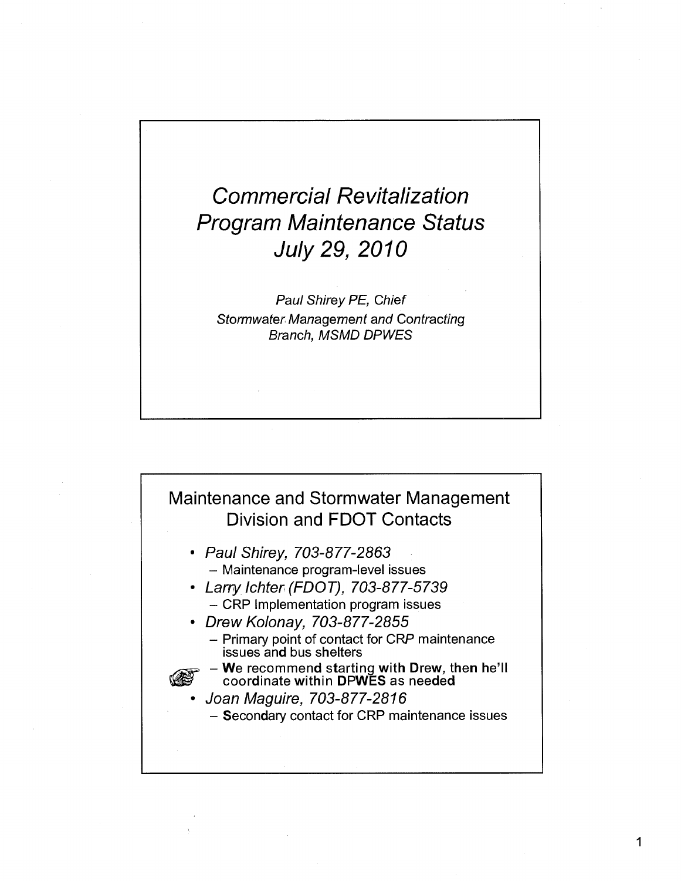# *Commercial Revitalization Program Maintenance Status July 29, 2010*

*Paul Shirey PE, Chief*
*Stormwater Management and Contracting Branch, MSMD DPWES*

## Maintenance and Stormwater Management Division and FDOT Contacts

- *Paul Shirey, 703-877-2863*
  - Maintenance program-level issues
- *Larry Ichter (FDOT), 703-877-5739*
  - CRP Implementation program issues
- *Drew Kolonay, 703-877-2855*
  - Primary point of contact for CRP maintenance issues and bus shelters
  - **We recommend starting with Drew, then he'll coordinate within DPWES as needed**
- *Joan Maguire, 703-877-2816*
  - Secondary contact for CRP maintenance issues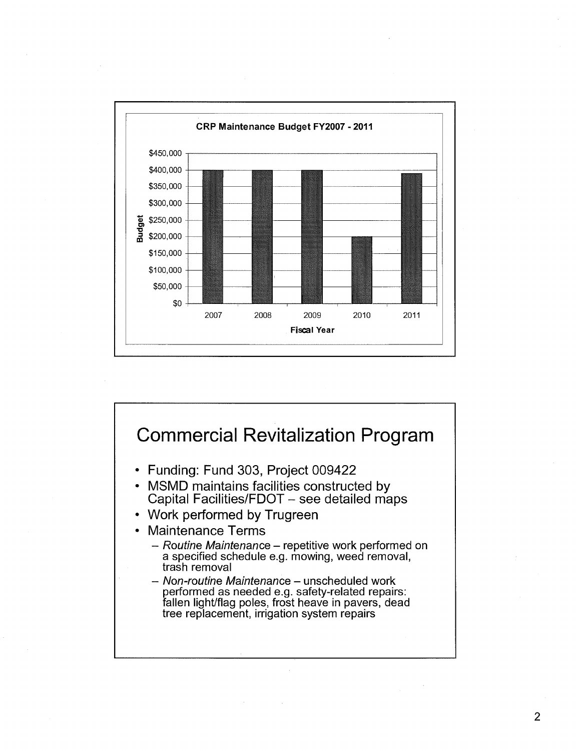**CRP Maintenance Budget FY2007 - 2011**

| Fiscal Year | Budget |
|---|---|
| 2007 | $400,000 |
| 2008 | $400,000 |
| 2009 | $400,000 |
| 2010 | $200,000 |
| 2011 | $390,000 |

# Commercial Revitalization Program

- Funding: Fund 303, Project 009422
- MSMD maintains facilities constructed by Capital Facilities/FDOT – see detailed maps
- Work performed by Trugreen
- Maintenance Terms
  - *Routine Maintenance* – repetitive work performed on a specified schedule e.g. mowing, weed removal, trash removal
  - *Non-routine Maintenance* – unscheduled work performed as needed e.g. safety-related repairs: fallen light/flag poles, frost heave in pavers, dead tree replacement, irrigation system repairs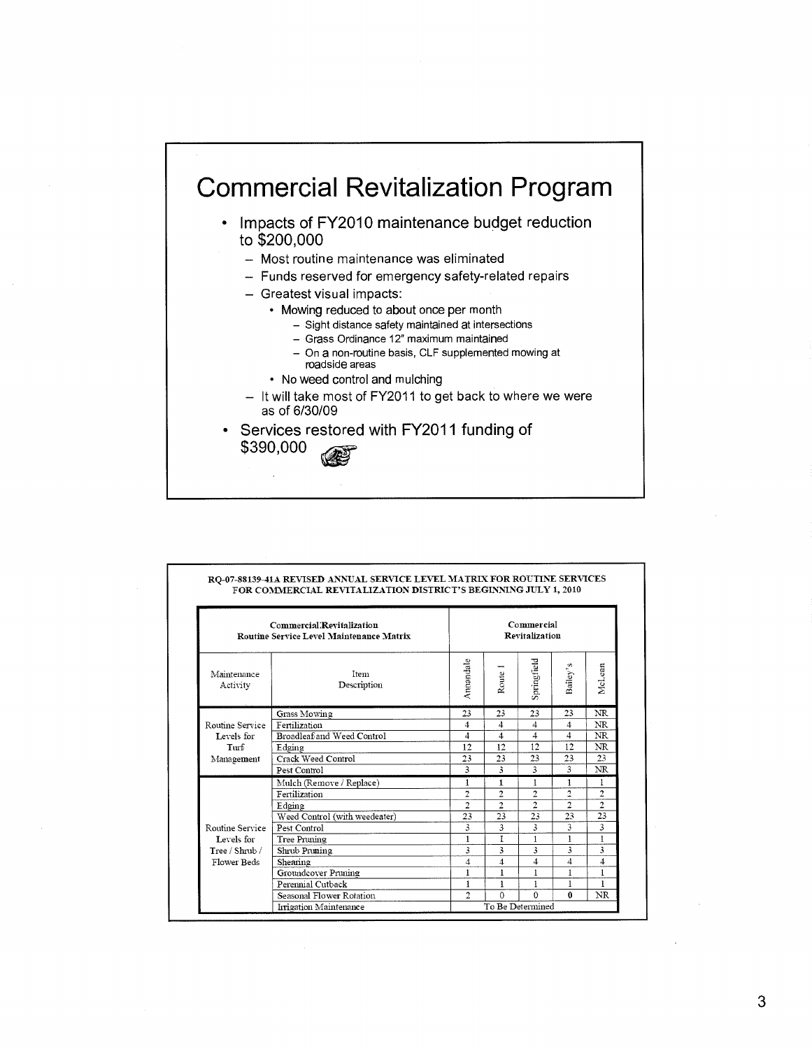# Commercial Revitalization Program

- Impacts of FY2010 maintenance budget reduction to $200,000
  - Most routine maintenance was eliminated
  - Funds reserved for emergency safety-related repairs
  - Greatest visual impacts:
    - Mowing reduced to about once per month
      - Sight distance safety maintained at intersections
      - Grass Ordinance 12" maximum maintained
      - On a non-routine basis, CLF supplemented mowing at roadside areas
    - No weed control and mulching
  - It will take most of FY2011 to get back to where we were as of 6/30/09
- Services restored with FY2011 funding of $390,000

**RQ-07-88139-41A REVISED ANNUAL SERVICE LEVEL MATRIX FOR ROUTINE SERVICES FOR COMMERCIAL REVITALIZATION DISTRICT'S BEGINNING JULY 1, 2010**

| Commercial Revitalization Routine Service Level Maintenance Matrix | | Commercial Revitalization | | | | |
|---|---|---|---|---|---|---|
| Maintenance Activity | Item Description | Annandale | Route 1 | Springfield | Bailey's | McLean |
| Routine Service Levels for Turf Management | Grass Mowing | 23 | 23 | 23 | 23 | NR |
| | Fertilization | 4 | 4 | 4 | 4 | NR |
| | Broadleaf and Weed Control | 4 | 4 | 4 | 4 | NR |
| | Edging | 12 | 12 | 12 | 12 | NR |
| | Crack Weed Control | 23 | 23 | 23 | 23 | 23 |
| | Pest Control | 3 | 3 | 3 | 3 | NR |
| Routine Service Levels for Tree / Shrub / Flower Beds | Mulch (Remove / Replace) | 1 | 1 | 1 | 1 | 1 |
| | Fertilization | 2 | 2 | 2 | 2 | 2 |
| | Edging | 2 | 2 | 2 | 2 | 2 |
| | Weed Control (with weedeater) | 23 | 23 | 23 | 23 | 23 |
| | Pest Control | 3 | 3 | 3 | 3 | 3 |
| | Tree Pruning | 1 | 1 | 1 | 1 | 1 |
| | Shrub Pruning | 3 | 3 | 3 | 3 | 3 |
| | Shearing | 4 | 4 | 4 | 4 | 4 |
| | Groundcover Pruning | 1 | 1 | 1 | 1 | 1 |
| | Perennial Cutback | 1 | 1 | 1 | 1 | 1 |
| | Seasonal Flower Rotation | 2 | 0 | 0 | 0 | NR |
| | Irrigation Maintenance | To Be Determined | | | | |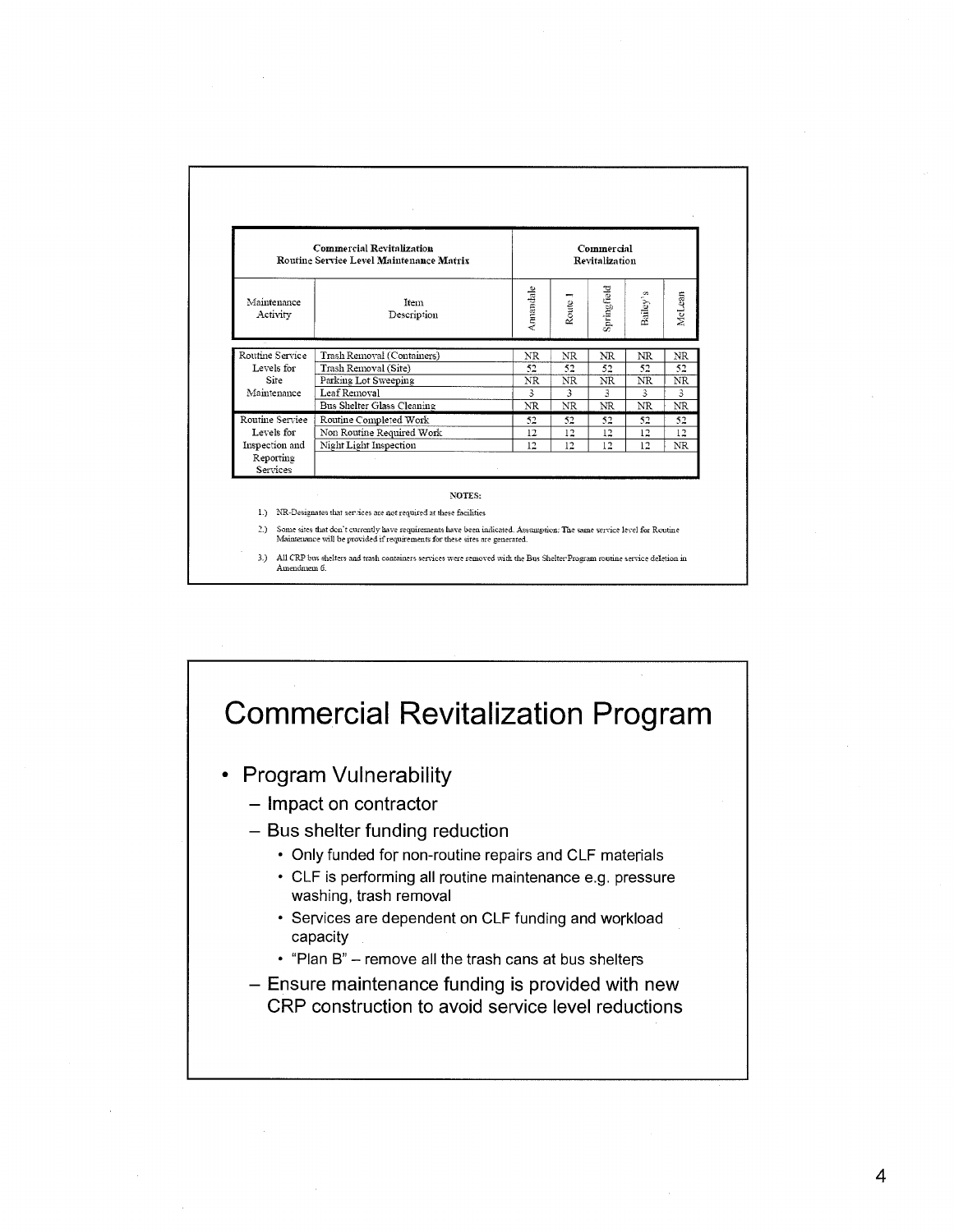| Commercial Revitalization Routine Service Level Maintenance Matrix | | Commercial Revitalization | | | | |
|---|---|---|---|---|---|---|
| Maintenance Activity | Item Description | Annandale | Route 1 | Springfield | Bailey's | McLean |
| Routine Service Levels for Site Maintenance | Trash Removal (Containers) | NR | NR | NR | NR | NR |
| | Trash Removal (Site) | 52 | 52 | 52 | 52 | 52 |
| | Parking Lot Sweeping | NR | NR | NR | NR | NR |
| | Leaf Removal | 3 | 3 | 3 | 3 | 3 |
| | Bus Shelter Glass Cleaning | NR | NR | NR | NR | NR |
| Routine Service Levels for Inspection and Reporting Services | Routine Completed Work | 52 | 52 | 52 | 52 | 52 |
| | Non Routine Required Work | 12 | 12 | 12 | 12 | 12 |
| | Night Light Inspection | 12 | 12 | 12 | 12 | NR |

**NOTES:**

1.) NR-Designates that services are not required at these facilities

2.) Some sites that don't currently have requirements have been indicated. Assumption: The same service level for Routine Maintenance will be provided if requirements for these sites are generated.

3.) All CRP bus shelters and trash containers services were removed with the Bus Shelter Program routine service deletion in Amendment 6.

# Commercial Revitalization Program

- Program Vulnerability
  - Impact on contractor
  - Bus shelter funding reduction
    - Only funded for non-routine repairs and CLF materials
    - CLF is performing all routine maintenance e.g. pressure washing, trash removal
    - Services are dependent on CLF funding and workload capacity
    - "Plan B" – remove all the trash cans at bus shelters
  - Ensure maintenance funding is provided with new CRP construction to avoid service level reductions